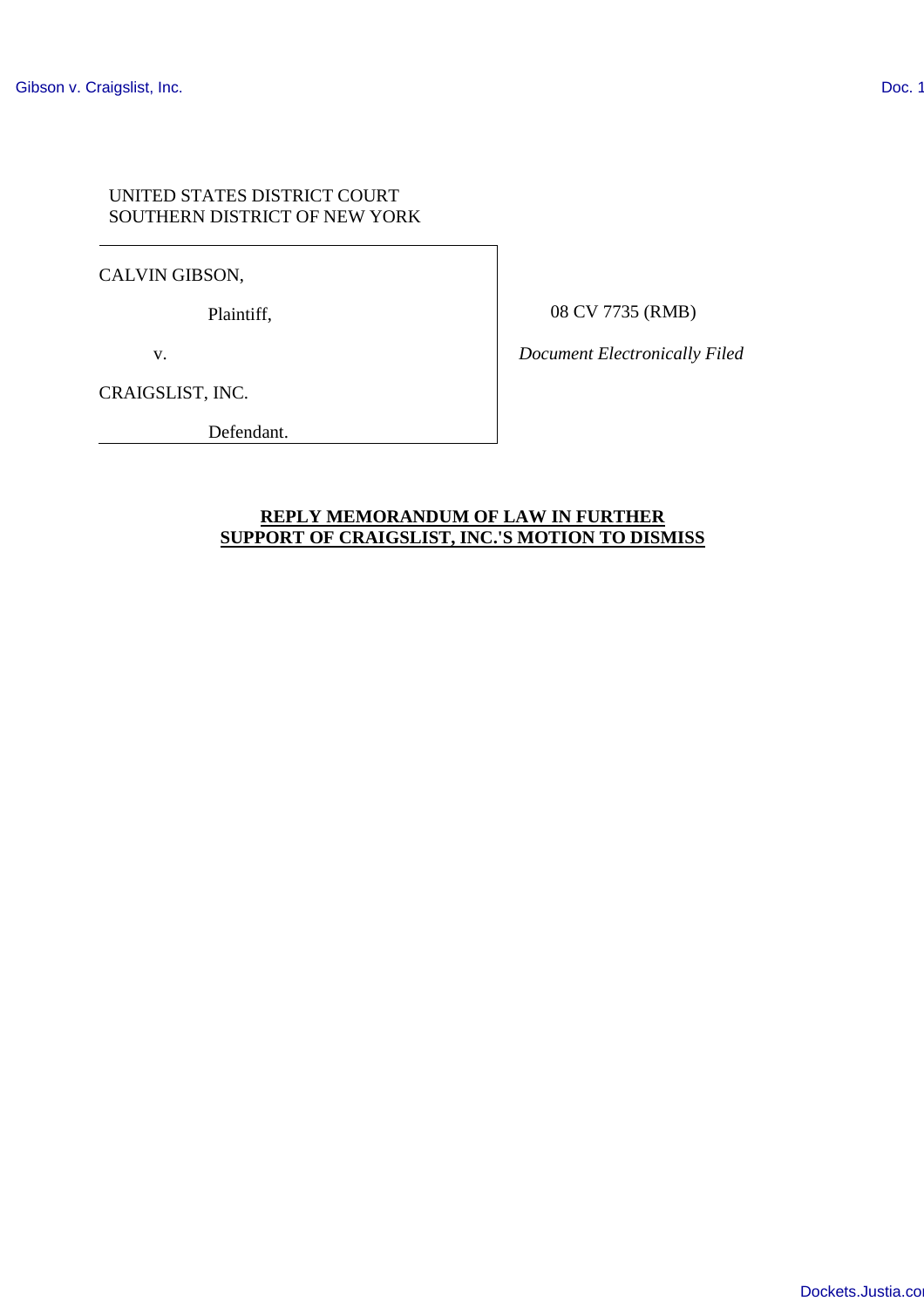UNITED STATES DISTRICT COURT
SOUTHERN DISTRICT OF NEW YORK

| | |
|---|---|
| CALVIN GIBSON, | |
| Plaintiff, | 08 CV 7735 (RMB) |
| v. | *Document Electronically Filed* |
| CRAIGSLIST, INC. | |
| Defendant. | |

**REPLY MEMORANDUM OF LAW IN FURTHER SUPPORT OF CRAIGSLIST, INC.'S MOTION TO DISMISS**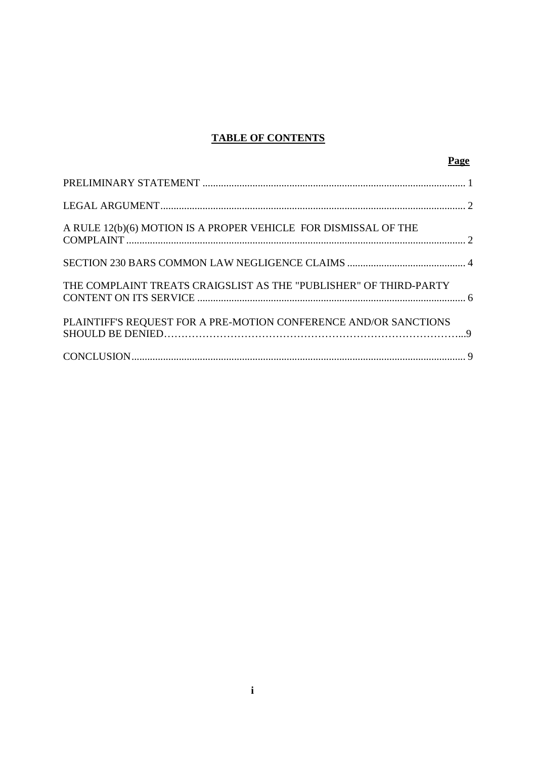# TABLE OF CONTENTS

| | Page |
|---|---|
| PRELIMINARY STATEMENT | 1 |
| LEGAL ARGUMENT | 2 |
| A RULE 12(b)(6) MOTION IS A PROPER VEHICLE FOR DISMISSAL OF THE COMPLAINT | 2 |
| SECTION 230 BARS COMMON LAW NEGLIGENCE CLAIMS | 4 |
| THE COMPLAINT TREATS CRAIGSLIST AS THE "PUBLISHER" OF THIRD-PARTY CONTENT ON ITS SERVICE | 6 |
| PLAINTIFF'S REQUEST FOR A PRE-MOTION CONFERENCE AND/OR SANCTIONS SHOULD BE DENIED | 9 |
| CONCLUSION | 9 |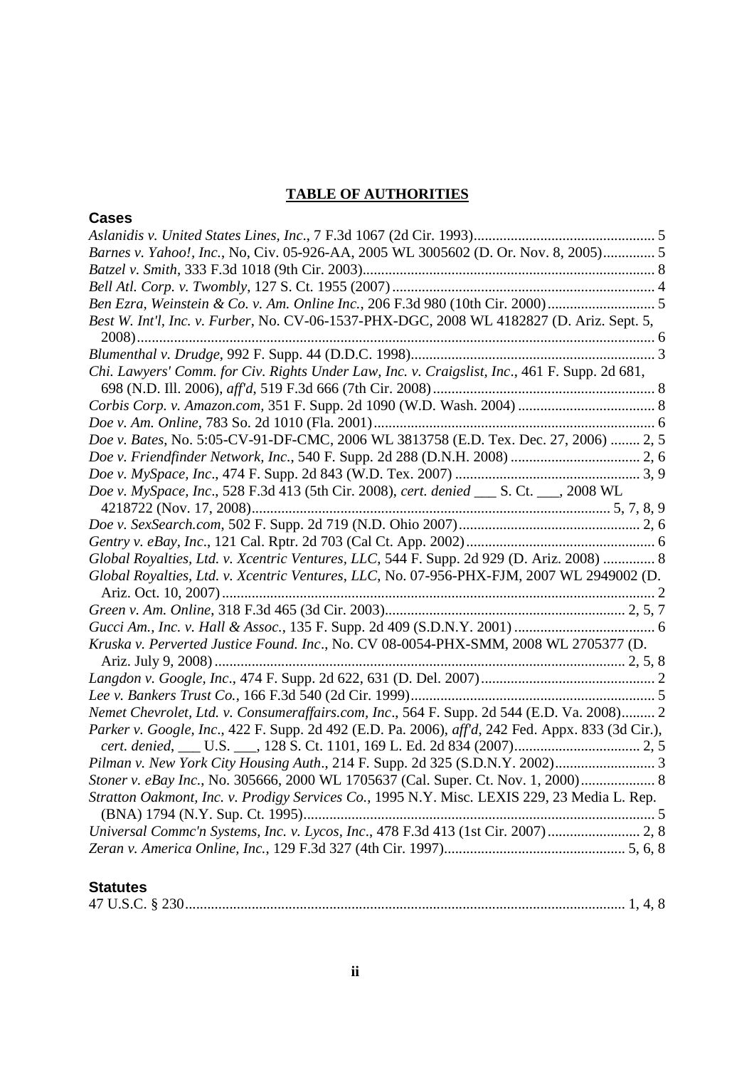**TABLE OF AUTHORITIES**

## Cases

*Aslanidis v. United States Lines, Inc.*, 7 F.3d 1067 (2d Cir. 1993) ........ 5

*Barnes v. Yahoo!, Inc.*, No, Civ. 05-926-AA, 2005 WL 3005602 (D. Or. Nov. 8, 2005) ........ 5

*Batzel v. Smith*, 333 F.3d 1018 (9th Cir. 2003) ........ 8

*Bell Atl. Corp. v. Twombly*, 127 S. Ct. 1955 (2007) ........ 4

*Ben Ezra, Weinstein & Co. v. Am. Online Inc.*, 206 F.3d 980 (10th Cir. 2000) ........ 5

*Best W. Int'l, Inc. v. Furber*, No. CV-06-1537-PHX-DGC, 2008 WL 4182827 (D. Ariz. Sept. 5, 2008) ........ 6

*Blumenthal v. Drudge*, 992 F. Supp. 44 (D.D.C. 1998) ........ 3

*Chi. Lawyers' Comm. for Civ. Rights Under Law, Inc. v. Craigslist, Inc.*, 461 F. Supp. 2d 681, 698 (N.D. Ill. 2006), *aff'd*, 519 F.3d 666 (7th Cir. 2008) ........ 8

*Corbis Corp. v. Amazon.com*, 351 F. Supp. 2d 1090 (W.D. Wash. 2004) ........ 8

*Doe v. Am. Online*, 783 So. 2d 1010 (Fla. 2001) ........ 6

*Doe v. Bates*, No. 5:05-CV-91-DF-CMC, 2006 WL 3813758 (E.D. Tex. Dec. 27, 2006) ........ 2, 5

*Doe v. Friendfinder Network, Inc.*, 540 F. Supp. 2d 288 (D.N.H. 2008) ........ 2, 6

*Doe v. MySpace, Inc.*, 474 F. Supp. 2d 843 (W.D. Tex. 2007) ........ 3, 9

*Doe v. MySpace, Inc.*, 528 F.3d 413 (5th Cir. 2008), *cert. denied* ___ S. Ct. ___, 2008 WL 4218722 (Nov. 17, 2008) ........ 5, 7, 8, 9

*Doe v. SexSearch.com*, 502 F. Supp. 2d 719 (N.D. Ohio 2007) ........ 2, 6

*Gentry v. eBay, Inc.*, 121 Cal. Rptr. 2d 703 (Cal Ct. App. 2002) ........ 6

*Global Royalties, Ltd. v. Xcentric Ventures, LLC*, 544 F. Supp. 2d 929 (D. Ariz. 2008) ........ 8

*Global Royalties, Ltd. v. Xcentric Ventures, LLC*, No. 07-956-PHX-FJM, 2007 WL 2949002 (D. Ariz. Oct. 10, 2007) ........ 2

*Green v. Am. Online*, 318 F.3d 465 (3d Cir. 2003) ........ 2, 5, 7

*Gucci Am., Inc. v. Hall & Assoc.*, 135 F. Supp. 2d 409 (S.D.N.Y. 2001) ........ 6

*Kruska v. Perverted Justice Found. Inc.*, No. CV 08-0054-PHX-SMM, 2008 WL 2705377 (D. Ariz. July 9, 2008) ........ 2, 5, 8

*Langdon v. Google, Inc.*, 474 F. Supp. 2d 622, 631 (D. Del. 2007) ........ 2

*Lee v. Bankers Trust Co.*, 166 F.3d 540 (2d Cir. 1999) ........ 5

*Nemet Chevrolet, Ltd. v. Consumeraffairs.com, Inc.*, 564 F. Supp. 2d 544 (E.D. Va. 2008) ........ 2

*Parker v. Google, Inc.*, 422 F. Supp. 2d 492 (E.D. Pa. 2006), *aff'd*, 242 Fed. Appx. 833 (3d Cir.), *cert. denied*, ___ U.S. ___, 128 S. Ct. 1101, 169 L. Ed. 2d 834 (2007) ........ 2, 5

*Pilman v. New York City Housing Auth.*, 214 F. Supp. 2d 325 (S.D.N.Y. 2002) ........ 3

*Stoner v. eBay Inc.*, No. 305666, 2000 WL 1705637 (Cal. Super. Ct. Nov. 1, 2000) ........ 8

*Stratton Oakmont, Inc. v. Prodigy Services Co.*, 1995 N.Y. Misc. LEXIS 229, 23 Media L. Rep. (BNA) 1794 (N.Y. Sup. Ct. 1995) ........ 5

*Universal Commc'n Systems, Inc. v. Lycos, Inc.*, 478 F.3d 413 (1st Cir. 2007) ........ 2, 8

*Zeran v. America Online, Inc.*, 129 F.3d 327 (4th Cir. 1997) ........ 5, 6, 8

## Statutes

47 U.S.C. § 230 ........ 1, 4, 8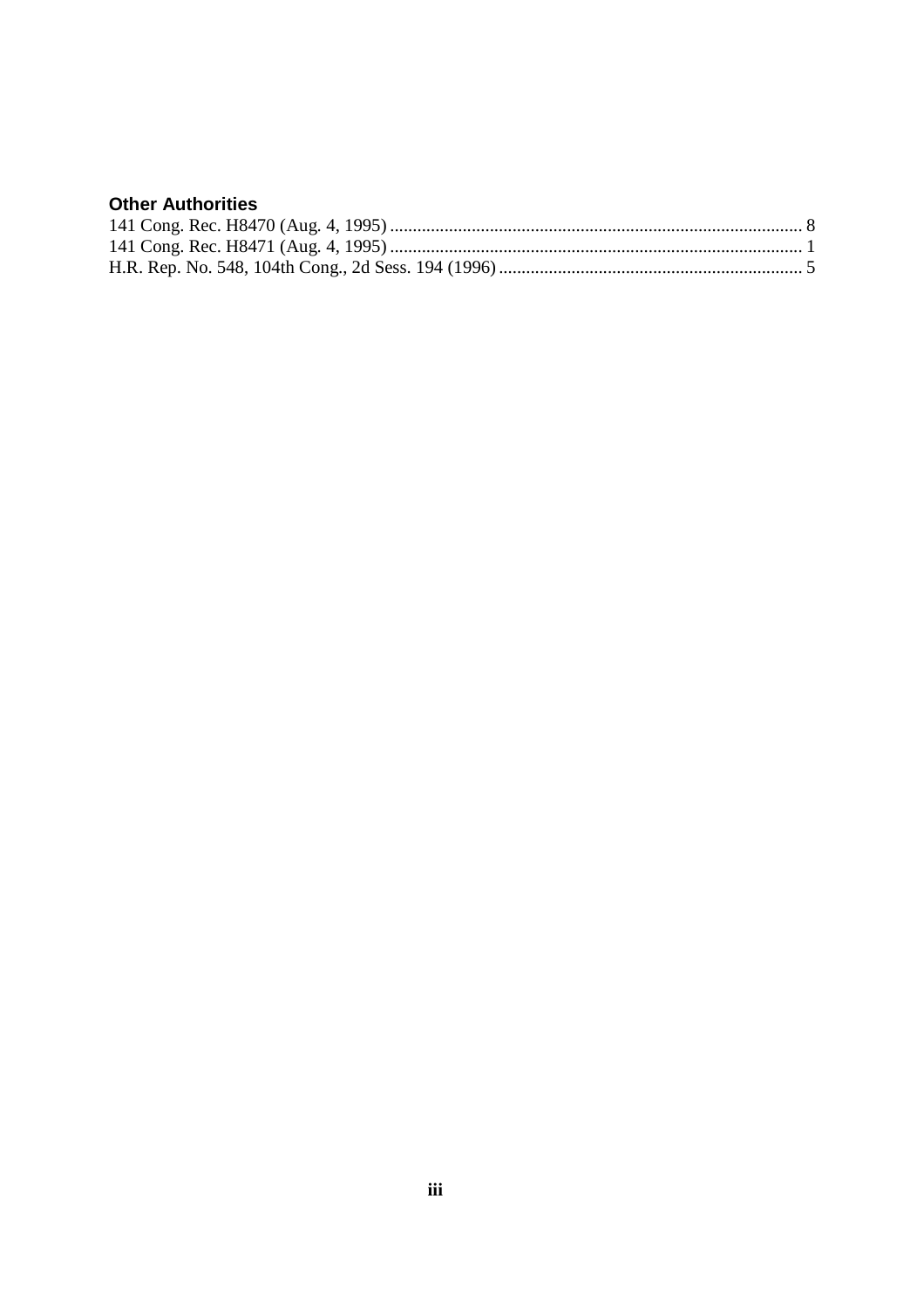### Other Authorities

141 Cong. Rec. H8470 (Aug. 4, 1995) .......................................................................................... 8
141 Cong. Rec. H8471 (Aug. 4, 1995) .......................................................................................... 1
H.R. Rep. No. 548, 104th Cong., 2d Sess. 194 (1996) .................................................................. 5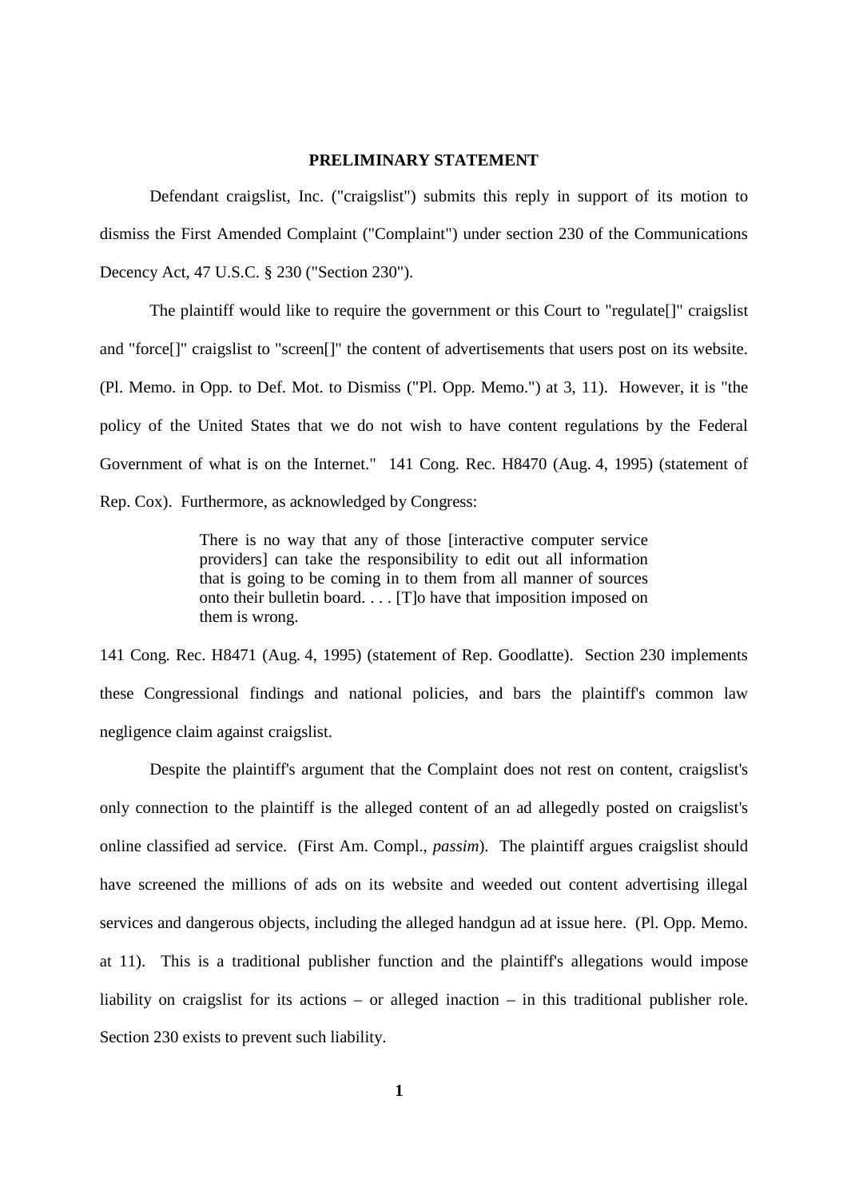## PRELIMINARY STATEMENT

Defendant craigslist, Inc. ("craigslist") submits this reply in support of its motion to dismiss the First Amended Complaint ("Complaint") under section 230 of the Communications Decency Act, 47 U.S.C. § 230 ("Section 230").

The plaintiff would like to require the government or this Court to "regulate[]" craigslist and "force[]" craigslist to "screen[]" the content of advertisements that users post on its website. (Pl. Memo. in Opp. to Def. Mot. to Dismiss ("Pl. Opp. Memo.") at 3, 11). However, it is "the policy of the United States that we do not wish to have content regulations by the Federal Government of what is on the Internet." 141 Cong. Rec. H8470 (Aug. 4, 1995) (statement of Rep. Cox). Furthermore, as acknowledged by Congress:

> There is no way that any of those [interactive computer service providers] can take the responsibility to edit out all information that is going to be coming in to them from all manner of sources onto their bulletin board. . . . [T]o have that imposition imposed on them is wrong.

141 Cong. Rec. H8471 (Aug. 4, 1995) (statement of Rep. Goodlatte). Section 230 implements these Congressional findings and national policies, and bars the plaintiff's common law negligence claim against craigslist.

Despite the plaintiff's argument that the Complaint does not rest on content, craigslist's only connection to the plaintiff is the alleged content of an ad allegedly posted on craigslist's online classified ad service. (First Am. Compl., *passim*). The plaintiff argues craigslist should have screened the millions of ads on its website and weeded out content advertising illegal services and dangerous objects, including the alleged handgun ad at issue here. (Pl. Opp. Memo. at 11). This is a traditional publisher function and the plaintiff's allegations would impose liability on craigslist for its actions – or alleged inaction – in this traditional publisher role. Section 230 exists to prevent such liability.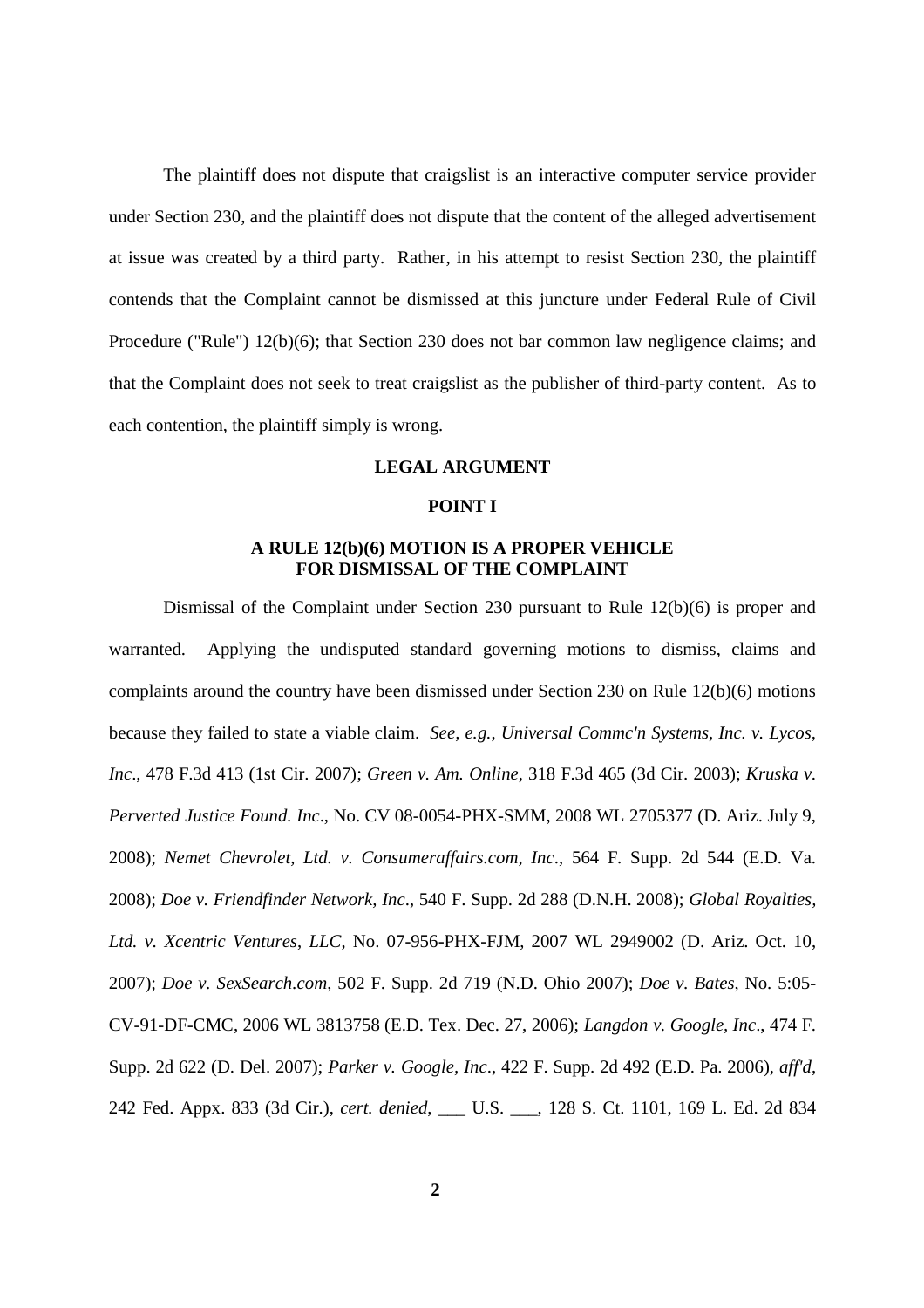The plaintiff does not dispute that craigslist is an interactive computer service provider under Section 230, and the plaintiff does not dispute that the content of the alleged advertisement at issue was created by a third party. Rather, in his attempt to resist Section 230, the plaintiff contends that the Complaint cannot be dismissed at this juncture under Federal Rule of Civil Procedure ("Rule") 12(b)(6); that Section 230 does not bar common law negligence claims; and that the Complaint does not seek to treat craigslist as the publisher of third-party content. As to each contention, the plaintiff simply is wrong.

## LEGAL ARGUMENT

### POINT I

### A RULE 12(b)(6) MOTION IS A PROPER VEHICLE FOR DISMISSAL OF THE COMPLAINT

Dismissal of the Complaint under Section 230 pursuant to Rule 12(b)(6) is proper and warranted. Applying the undisputed standard governing motions to dismiss, claims and complaints around the country have been dismissed under Section 230 on Rule 12(b)(6) motions because they failed to state a viable claim. *See, e.g.*, *Universal Commc'n Systems, Inc. v. Lycos, Inc*., 478 F.3d 413 (1st Cir. 2007); *Green v. Am. Online*, 318 F.3d 465 (3d Cir. 2003); *Kruska v. Perverted Justice Found. Inc*., No. CV 08-0054-PHX-SMM, 2008 WL 2705377 (D. Ariz. July 9, 2008); *Nemet Chevrolet, Ltd. v. Consumeraffairs.com, Inc*., 564 F. Supp. 2d 544 (E.D. Va. 2008); *Doe v. Friendfinder Network, Inc*., 540 F. Supp. 2d 288 (D.N.H. 2008); *Global Royalties, Ltd. v. Xcentric Ventures, LLC*, No. 07-956-PHX-FJM, 2007 WL 2949002 (D. Ariz. Oct. 10, 2007); *Doe v. SexSearch.com*, 502 F. Supp. 2d 719 (N.D. Ohio 2007); *Doe v. Bates*, No. 5:05-CV-91-DF-CMC, 2006 WL 3813758 (E.D. Tex. Dec. 27, 2006); *Langdon v. Google, Inc*., 474 F. Supp. 2d 622 (D. Del. 2007); *Parker v. Google, Inc*., 422 F. Supp. 2d 492 (E.D. Pa. 2006), *aff'd*, 242 Fed. Appx. 833 (3d Cir.), *cert. denied*, ___ U.S. ___, 128 S. Ct. 1101, 169 L. Ed. 2d 834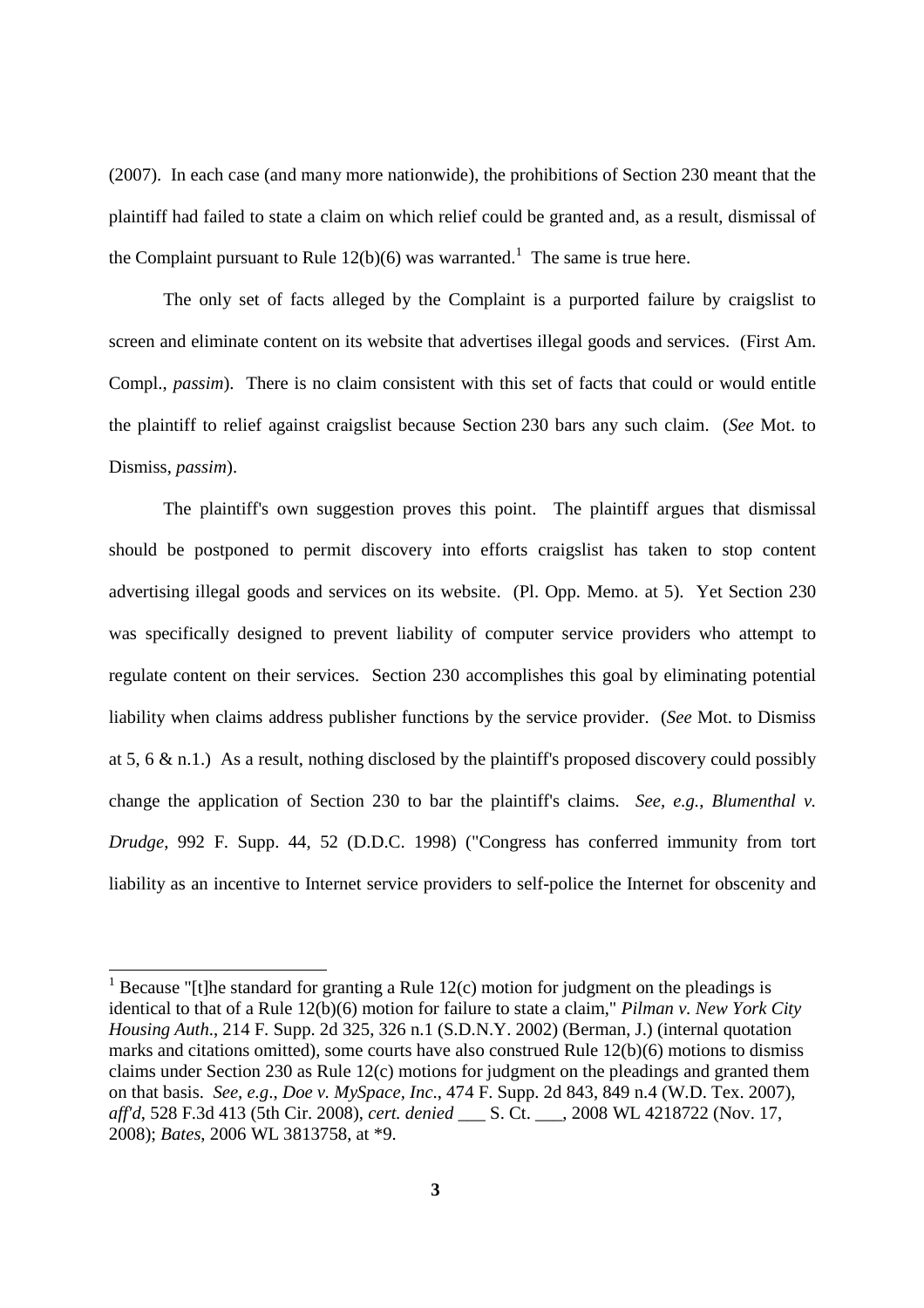(2007). In each case (and many more nationwide), the prohibitions of Section 230 meant that the plaintiff had failed to state a claim on which relief could be granted and, as a result, dismissal of the Complaint pursuant to Rule 12(b)(6) was warranted.[1] The same is true here.

The only set of facts alleged by the Complaint is a purported failure by craigslist to screen and eliminate content on its website that advertises illegal goods and services. (First Am. Compl., *passim*). There is no claim consistent with this set of facts that could or would entitle the plaintiff to relief against craigslist because Section 230 bars any such claim. (*See* Mot. to Dismiss, *passim*).

The plaintiff's own suggestion proves this point. The plaintiff argues that dismissal should be postponed to permit discovery into efforts craigslist has taken to stop content advertising illegal goods and services on its website. (Pl. Opp. Memo. at 5). Yet Section 230 was specifically designed to prevent liability of computer service providers who attempt to regulate content on their services. Section 230 accomplishes this goal by eliminating potential liability when claims address publisher functions by the service provider. (*See* Mot. to Dismiss at 5, 6 & n.1.) As a result, nothing disclosed by the plaintiff's proposed discovery could possibly change the application of Section 230 to bar the plaintiff's claims. *See, e.g.*, *Blumenthal v. Drudge*, 992 F. Supp. 44, 52 (D.D.C. 1998) ("Congress has conferred immunity from tort liability as an incentive to Internet service providers to self-police the Internet for obscenity and

---

[1] Because "[t]he standard for granting a Rule 12(c) motion for judgment on the pleadings is identical to that of a Rule 12(b)(6) motion for failure to state a claim," *Pilman v. New York City Housing Auth.*, 214 F. Supp. 2d 325, 326 n.1 (S.D.N.Y. 2002) (Berman, J.) (internal quotation marks and citations omitted), some courts have also construed Rule 12(b)(6) motions to dismiss claims under Section 230 as Rule 12(c) motions for judgment on the pleadings and granted them on that basis. *See, e.g.*, *Doe v. MySpace, Inc.*, 474 F. Supp. 2d 843, 849 n.4 (W.D. Tex. 2007), *aff'd*, 528 F.3d 413 (5th Cir. 2008), *cert. denied* ___ S. Ct. ___, 2008 WL 4218722 (Nov. 17, 2008); *Bates*, 2006 WL 3813758, at *9.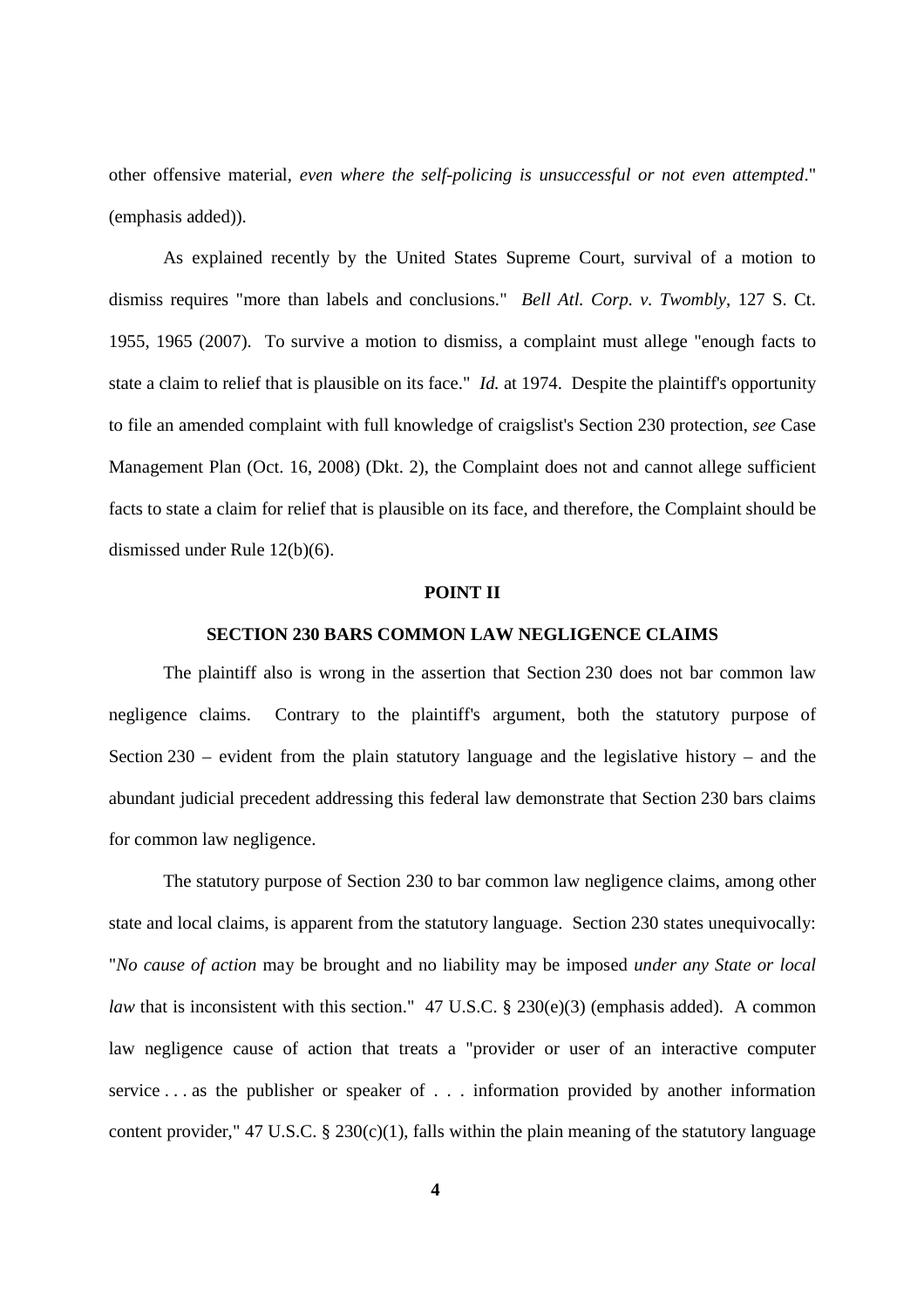other offensive material, *even where the self-policing is unsuccessful or not even attempted*." (emphasis added)).

As explained recently by the United States Supreme Court, survival of a motion to dismiss requires "more than labels and conclusions." *Bell Atl. Corp. v. Twombly*, 127 S. Ct. 1955, 1965 (2007). To survive a motion to dismiss, a complaint must allege "enough facts to state a claim to relief that is plausible on its face." *Id.* at 1974. Despite the plaintiff's opportunity to file an amended complaint with full knowledge of craigslist's Section 230 protection, *see* Case Management Plan (Oct. 16, 2008) (Dkt. 2), the Complaint does not and cannot allege sufficient facts to state a claim for relief that is plausible on its face, and therefore, the Complaint should be dismissed under Rule 12(b)(6).

## POINT II

## SECTION 230 BARS COMMON LAW NEGLIGENCE CLAIMS

The plaintiff also is wrong in the assertion that Section 230 does not bar common law negligence claims. Contrary to the plaintiff's argument, both the statutory purpose of Section 230 – evident from the plain statutory language and the legislative history – and the abundant judicial precedent addressing this federal law demonstrate that Section 230 bars claims for common law negligence.

The statutory purpose of Section 230 to bar common law negligence claims, among other state and local claims, is apparent from the statutory language. Section 230 states unequivocally: "*No cause of action* may be brought and no liability may be imposed *under any State or local law* that is inconsistent with this section." 47 U.S.C. § 230(e)(3) (emphasis added). A common law negligence cause of action that treats a "provider or user of an interactive computer service . . . as the publisher or speaker of . . . information provided by another information content provider," 47 U.S.C. § 230(c)(1), falls within the plain meaning of the statutory language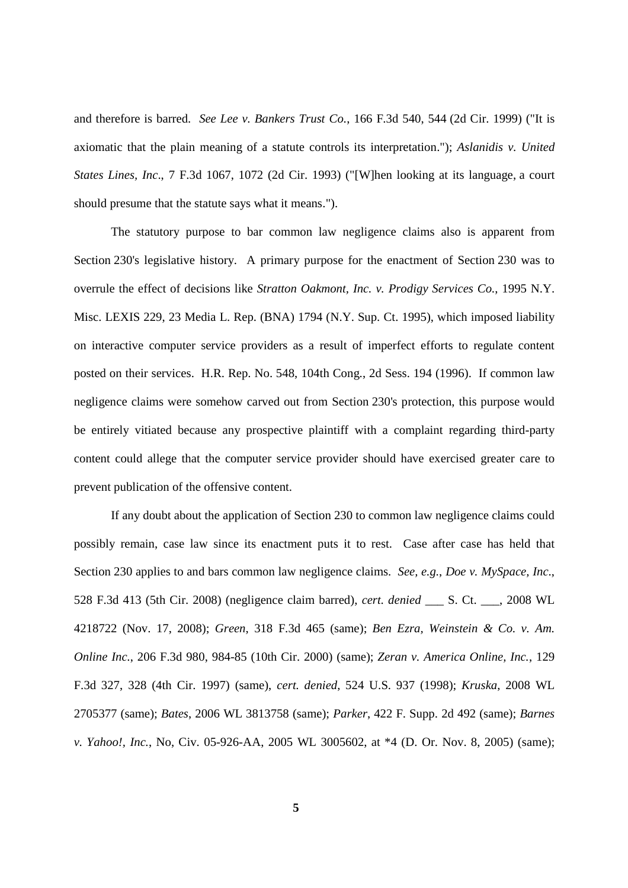and therefore is barred. *See Lee v. Bankers Trust Co.*, 166 F.3d 540, 544 (2d Cir. 1999) ("It is axiomatic that the plain meaning of a statute controls its interpretation."); *Aslanidis v. United States Lines, Inc*., 7 F.3d 1067, 1072 (2d Cir. 1993) ("[W]hen looking at its language, a court should presume that the statute says what it means.").

The statutory purpose to bar common law negligence claims also is apparent from Section 230's legislative history. A primary purpose for the enactment of Section 230 was to overrule the effect of decisions like *Stratton Oakmont, Inc. v. Prodigy Services Co.*, 1995 N.Y. Misc. LEXIS 229, 23 Media L. Rep. (BNA) 1794 (N.Y. Sup. Ct. 1995), which imposed liability on interactive computer service providers as a result of imperfect efforts to regulate content posted on their services. H.R. Rep. No. 548, 104th Cong., 2d Sess. 194 (1996). If common law negligence claims were somehow carved out from Section 230's protection, this purpose would be entirely vitiated because any prospective plaintiff with a complaint regarding third-party content could allege that the computer service provider should have exercised greater care to prevent publication of the offensive content.

If any doubt about the application of Section 230 to common law negligence claims could possibly remain, case law since its enactment puts it to rest. Case after case has held that Section 230 applies to and bars common law negligence claims. *See, e.g.*, *Doe v. MySpace, Inc*., 528 F.3d 413 (5th Cir. 2008) (negligence claim barred), *cert. denied* ___ S. Ct. ___, 2008 WL 4218722 (Nov. 17, 2008); *Green*, 318 F.3d 465 (same); *Ben Ezra, Weinstein & Co. v. Am. Online Inc.*, 206 F.3d 980, 984-85 (10th Cir. 2000) (same); *Zeran v. America Online, Inc.*, 129 F.3d 327, 328 (4th Cir. 1997) (same), *cert. denied*, 524 U.S. 937 (1998); *Kruska*, 2008 WL 2705377 (same); *Bates*, 2006 WL 3813758 (same); *Parker*, 422 F. Supp. 2d 492 (same); *Barnes v. Yahoo!, Inc.*, No, Civ. 05-926-AA, 2005 WL 3005602, at *4 (D. Or. Nov. 8, 2005) (same);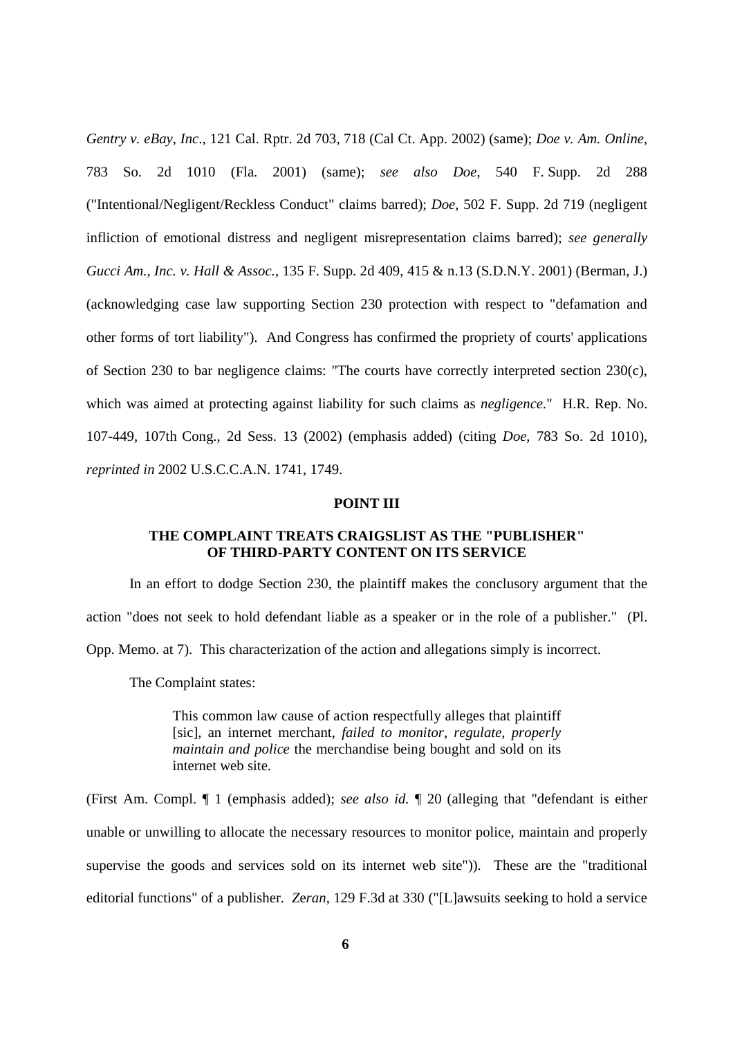*Gentry v. eBay, Inc*., 121 Cal. Rptr. 2d 703, 718 (Cal Ct. App. 2002) (same); *Doe v. Am. Online*, 783 So. 2d 1010 (Fla. 2001) (same); *see also Doe*, 540 F. Supp. 2d 288 ("Intentional/Negligent/Reckless Conduct" claims barred); *Doe*, 502 F. Supp. 2d 719 (negligent infliction of emotional distress and negligent misrepresentation claims barred); *see generally Gucci Am., Inc. v. Hall & Assoc.*, 135 F. Supp. 2d 409, 415 & n.13 (S.D.N.Y. 2001) (Berman, J.) (acknowledging case law supporting Section 230 protection with respect to "defamation and other forms of tort liability"). And Congress has confirmed the propriety of courts' applications of Section 230 to bar negligence claims: "The courts have correctly interpreted section 230(c), which was aimed at protecting against liability for such claims as *negligence*." H.R. Rep. No. 107-449, 107th Cong., 2d Sess. 13 (2002) (emphasis added) (citing *Doe*, 783 So. 2d 1010), *reprinted in* 2002 U.S.C.C.A.N. 1741, 1749.

## POINT III

## THE COMPLAINT TREATS CRAIGSLIST AS THE "PUBLISHER" OF THIRD-PARTY CONTENT ON ITS SERVICE

In an effort to dodge Section 230, the plaintiff makes the conclusory argument that the action "does not seek to hold defendant liable as a speaker or in the role of a publisher." (Pl. Opp. Memo. at 7). This characterization of the action and allegations simply is incorrect.

The Complaint states:

> This common law cause of action respectfully alleges that plaintiff [sic], an internet merchant, *failed to monitor, regulate, properly maintain and police* the merchandise being bought and sold on its internet web site.

(First Am. Compl. ¶ 1 (emphasis added); *see also id.* ¶ 20 (alleging that "defendant is either unable or unwilling to allocate the necessary resources to monitor police, maintain and properly supervise the goods and services sold on its internet web site")). These are the "traditional editorial functions" of a publisher. *Zeran*, 129 F.3d at 330 ("[L]awsuits seeking to hold a service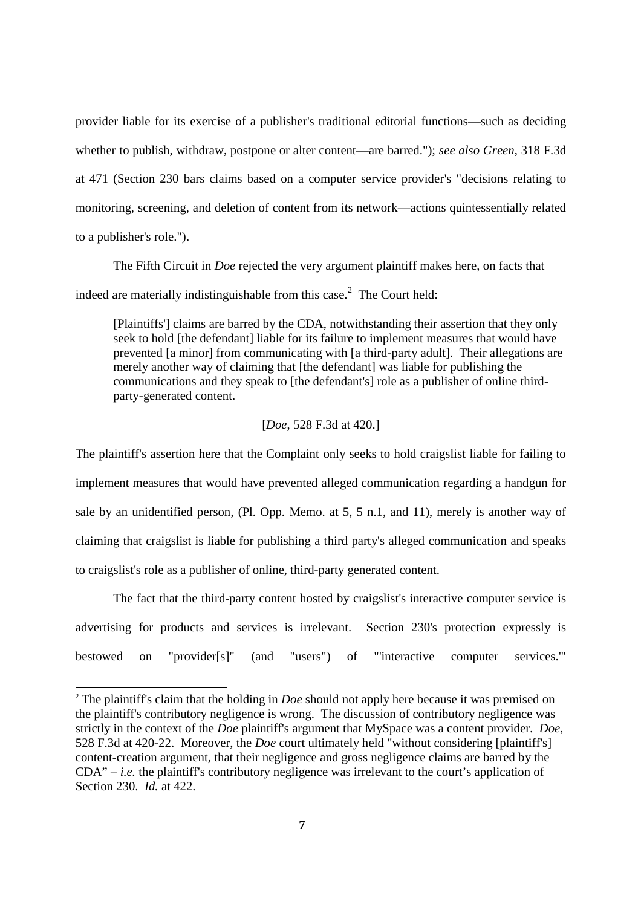provider liable for its exercise of a publisher's traditional editorial functions—such as deciding whether to publish, withdraw, postpone or alter content—are barred."); *see also Green*, 318 F.3d at 471 (Section 230 bars claims based on a computer service provider's "decisions relating to monitoring, screening, and deletion of content from its network—actions quintessentially related to a publisher's role.").

The Fifth Circuit in *Doe* rejected the very argument plaintiff makes here, on facts that indeed are materially indistinguishable from this case.[2] The Court held:

> [Plaintiffs'] claims are barred by the CDA, notwithstanding their assertion that they only seek to hold [the defendant] liable for its failure to implement measures that would have prevented [a minor] from communicating with [a third-party adult]. Their allegations are merely another way of claiming that [the defendant] was liable for publishing the communications and they speak to [the defendant's] role as a publisher of online third-party-generated content.
>
> [*Doe*, 528 F.3d at 420.]

The plaintiff's assertion here that the Complaint only seeks to hold craigslist liable for failing to implement measures that would have prevented alleged communication regarding a handgun for sale by an unidentified person, (Pl. Opp. Memo. at 5, 5 n.1, and 11), merely is another way of claiming that craigslist is liable for publishing a third party's alleged communication and speaks to craigslist's role as a publisher of online, third-party generated content.

The fact that the third-party content hosted by craigslist's interactive computer service is advertising for products and services is irrelevant. Section 230's protection expressly is bestowed on "provider[s]" (and "users") of "'interactive computer services.'"

---

[2] The plaintiff's claim that the holding in *Doe* should not apply here because it was premised on the plaintiff's contributory negligence is wrong. The discussion of contributory negligence was strictly in the context of the *Doe* plaintiff's argument that MySpace was a content provider. *Doe*, 528 F.3d at 420-22. Moreover, the *Doe* court ultimately held "without considering [plaintiff's] content-creation argument, that their negligence and gross negligence claims are barred by the CDA" – *i.e.* the plaintiff's contributory negligence was irrelevant to the court's application of Section 230. *Id.* at 422.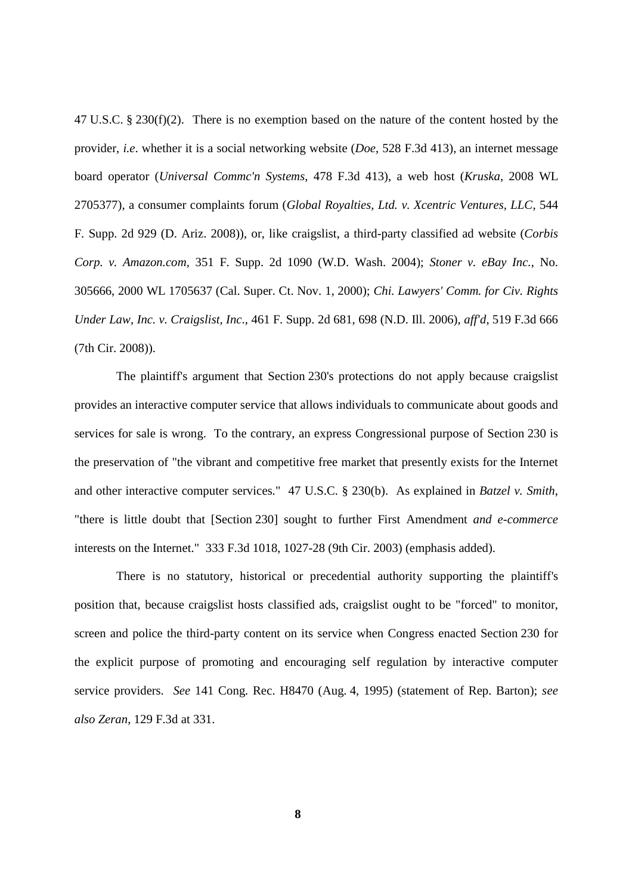47 U.S.C. § 230(f)(2). There is no exemption based on the nature of the content hosted by the provider, *i.e*. whether it is a social networking website (*Doe*, 528 F.3d 413), an internet message board operator (*Universal Commc'n Systems*, 478 F.3d 413), a web host (*Kruska*, 2008 WL 2705377), a consumer complaints forum (*Global Royalties, Ltd. v. Xcentric Ventures, LLC*, 544 F. Supp. 2d 929 (D. Ariz. 2008)), or, like craigslist, a third-party classified ad website (*Corbis Corp. v. Amazon.com*, 351 F. Supp. 2d 1090 (W.D. Wash. 2004); *Stoner v. eBay Inc.*, No. 305666, 2000 WL 1705637 (Cal. Super. Ct. Nov. 1, 2000); *Chi. Lawyers' Comm. for Civ. Rights Under Law, Inc. v. Craigslist, Inc*., 461 F. Supp. 2d 681, 698 (N.D. Ill. 2006), *aff'd*, 519 F.3d 666 (7th Cir. 2008)).

The plaintiff's argument that Section 230's protections do not apply because craigslist provides an interactive computer service that allows individuals to communicate about goods and services for sale is wrong. To the contrary, an express Congressional purpose of Section 230 is the preservation of "the vibrant and competitive free market that presently exists for the Internet and other interactive computer services." 47 U.S.C. § 230(b). As explained in *Batzel v. Smith*, "there is little doubt that [Section 230] sought to further First Amendment *and e-commerce* interests on the Internet." 333 F.3d 1018, 1027-28 (9th Cir. 2003) (emphasis added).

There is no statutory, historical or precedential authority supporting the plaintiff's position that, because craigslist hosts classified ads, craigslist ought to be "forced" to monitor, screen and police the third-party content on its service when Congress enacted Section 230 for the explicit purpose of promoting and encouraging self regulation by interactive computer service providers. *See* 141 Cong. Rec. H8470 (Aug. 4, 1995) (statement of Rep. Barton); *see also Zeran*, 129 F.3d at 331.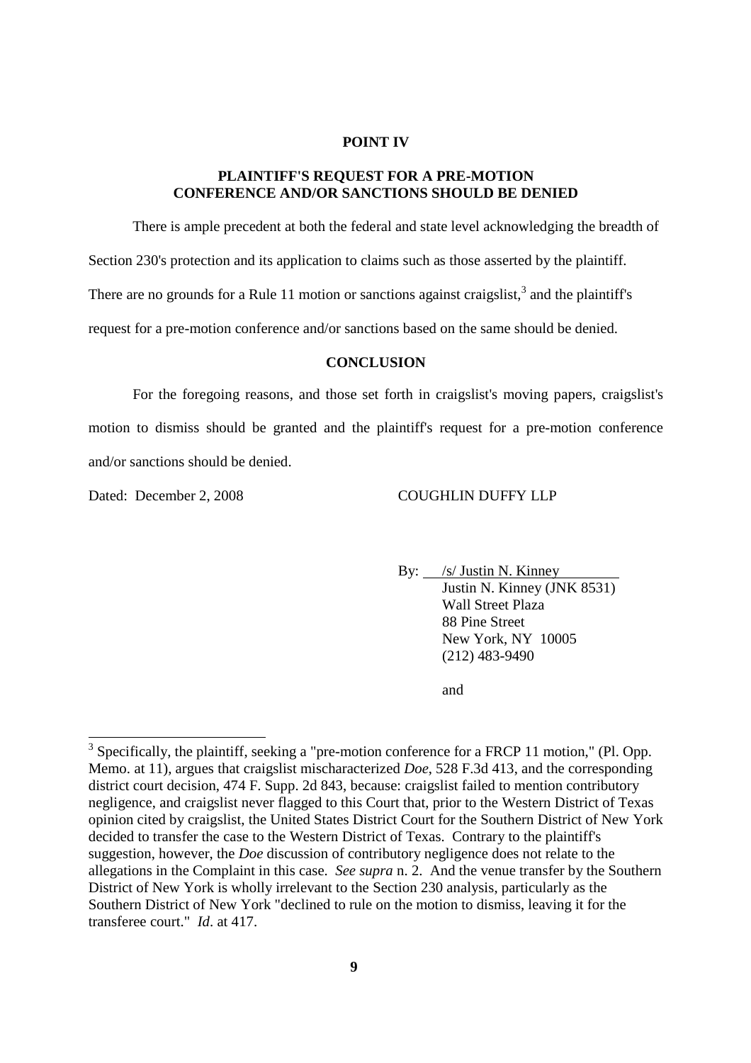## POINT IV

## PLAINTIFF'S REQUEST FOR A PRE-MOTION CONFERENCE AND/OR SANCTIONS SHOULD BE DENIED

There is ample precedent at both the federal and state level acknowledging the breadth of Section 230's protection and its application to claims such as those asserted by the plaintiff. There are no grounds for a Rule 11 motion or sanctions against craigslist,[3] and the plaintiff's request for a pre-motion conference and/or sanctions based on the same should be denied.

## CONCLUSION

For the foregoing reasons, and those set forth in craigslist's moving papers, craigslist's motion to dismiss should be granted and the plaintiff's request for a pre-motion conference and/or sanctions should be denied.

Dated: December 2, 2008

COUGHLIN DUFFY LLP

By: /s/ Justin N. Kinney
Justin N. Kinney (JNK 8531)
Wall Street Plaza
88 Pine Street
New York, NY 10005
(212) 483-9490

and

---

[3] Specifically, the plaintiff, seeking a "pre-motion conference for a FRCP 11 motion," (Pl. Opp. Memo. at 11), argues that craigslist mischaracterized *Doe*, 528 F.3d 413, and the corresponding district court decision, 474 F. Supp. 2d 843, because: craigslist failed to mention contributory negligence, and craigslist never flagged to this Court that, prior to the Western District of Texas opinion cited by craigslist, the United States District Court for the Southern District of New York decided to transfer the case to the Western District of Texas. Contrary to the plaintiff's suggestion, however, the *Doe* discussion of contributory negligence does not relate to the allegations in the Complaint in this case. *See supra* n. 2. And the venue transfer by the Southern District of New York is wholly irrelevant to the Section 230 analysis, particularly as the Southern District of New York "declined to rule on the motion to dismiss, leaving it for the transferee court." *Id*. at 417.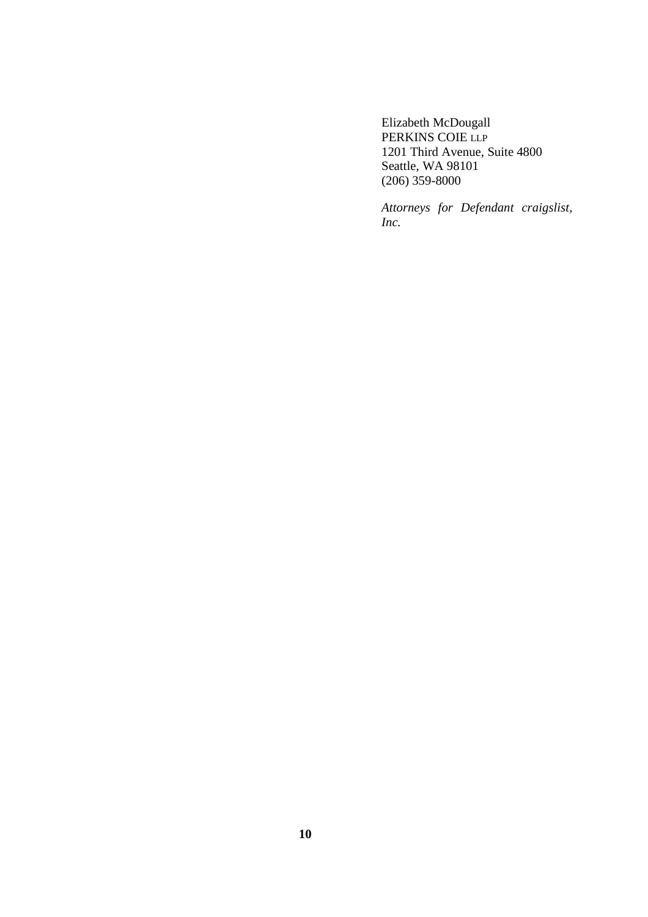Elizabeth McDougall
PERKINS COIE LLP
1201 Third Avenue, Suite 4800
Seattle, WA 98101
(206) 359-8000

*Attorneys for Defendant craigslist, Inc.*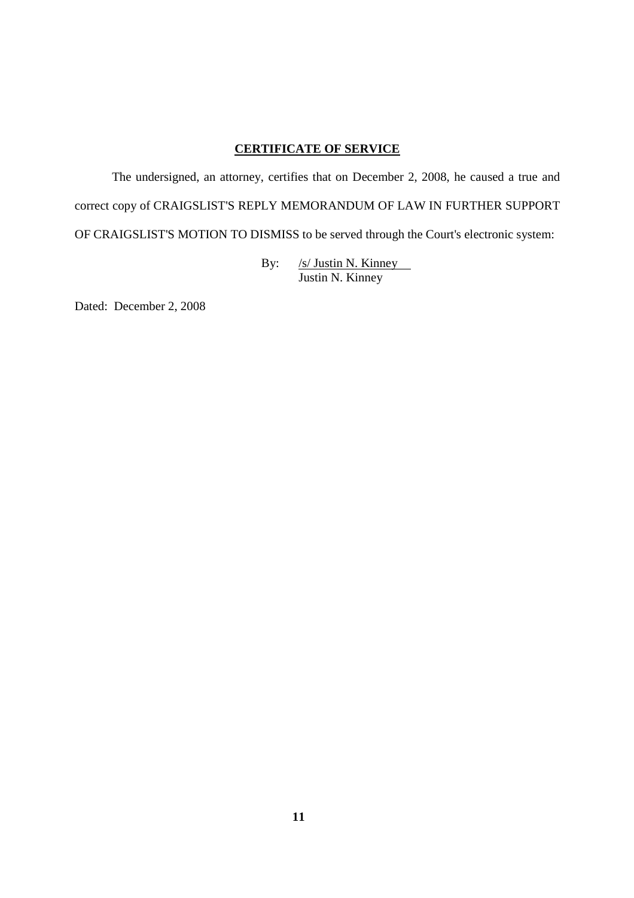**CERTIFICATE OF SERVICE**

The undersigned, an attorney, certifies that on December 2, 2008, he caused a true and correct copy of CRAIGSLIST'S REPLY MEMORANDUM OF LAW IN FURTHER SUPPORT OF CRAIGSLIST'S MOTION TO DISMISS to be served through the Court's electronic system:

By: /s/ Justin N. Kinney
Justin N. Kinney

Dated: December 2, 2008